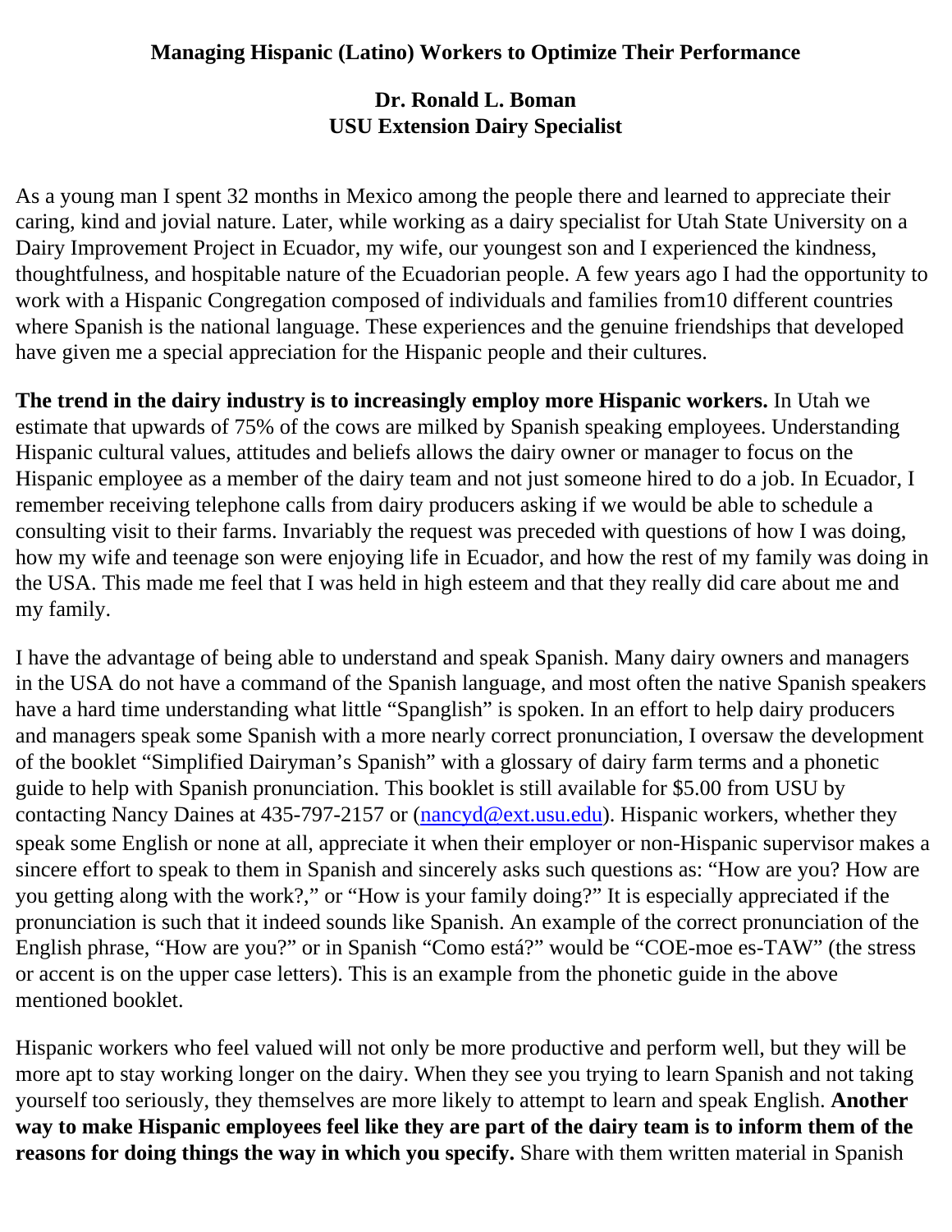# Managing Hispanic (Latino) Workers to Optimize Their Performance

**Dr. Ronald L. Boman**
**USU Extension Dairy Specialist**

As a young man I spent 32 months in Mexico among the people there and learned to appreciate their caring, kind and jovial nature. Later, while working as a dairy specialist for Utah State University on a Dairy Improvement Project in Ecuador, my wife, our youngest son and I experienced the kindness, thoughtfulness, and hospitable nature of the Ecuadorian people. A few years ago I had the opportunity to work with a Hispanic Congregation composed of individuals and families from10 different countries where Spanish is the national language. These experiences and the genuine friendships that developed have given me a special appreciation for the Hispanic people and their cultures.

**The trend in the dairy industry is to increasingly employ more Hispanic workers.** In Utah we estimate that upwards of 75% of the cows are milked by Spanish speaking employees. Understanding Hispanic cultural values, attitudes and beliefs allows the dairy owner or manager to focus on the Hispanic employee as a member of the dairy team and not just someone hired to do a job. In Ecuador, I remember receiving telephone calls from dairy producers asking if we would be able to schedule a consulting visit to their farms. Invariably the request was preceded with questions of how I was doing, how my wife and teenage son were enjoying life in Ecuador, and how the rest of my family was doing in the USA. This made me feel that I was held in high esteem and that they really did care about me and my family.

I have the advantage of being able to understand and speak Spanish. Many dairy owners and managers in the USA do not have a command of the Spanish language, and most often the native Spanish speakers have a hard time understanding what little "Spanglish" is spoken. In an effort to help dairy producers and managers speak some Spanish with a more nearly correct pronunciation, I oversaw the development of the booklet "Simplified Dairyman's Spanish" with a glossary of dairy farm terms and a phonetic guide to help with Spanish pronunciation. This booklet is still available for $5.00 from USU by contacting Nancy Daines at 435-797-2157 or (nancyd@ext.usu.edu). Hispanic workers, whether they speak some English or none at all, appreciate it when their employer or non-Hispanic supervisor makes a sincere effort to speak to them in Spanish and sincerely asks such questions as: "How are you? How are you getting along with the work?," or "How is your family doing?" It is especially appreciated if the pronunciation is such that it indeed sounds like Spanish. An example of the correct pronunciation of the English phrase, "How are you?" or in Spanish "Como está?" would be "COE-moe es-TAW" (the stress or accent is on the upper case letters). This is an example from the phonetic guide in the above mentioned booklet.

Hispanic workers who feel valued will not only be more productive and perform well, but they will be more apt to stay working longer on the dairy. When they see you trying to learn Spanish and not taking yourself too seriously, they themselves are more likely to attempt to learn and speak English. **Another way to make Hispanic employees feel like they are part of the dairy team is to inform them of the reasons for doing things the way in which you specify.** Share with them written material in Spanish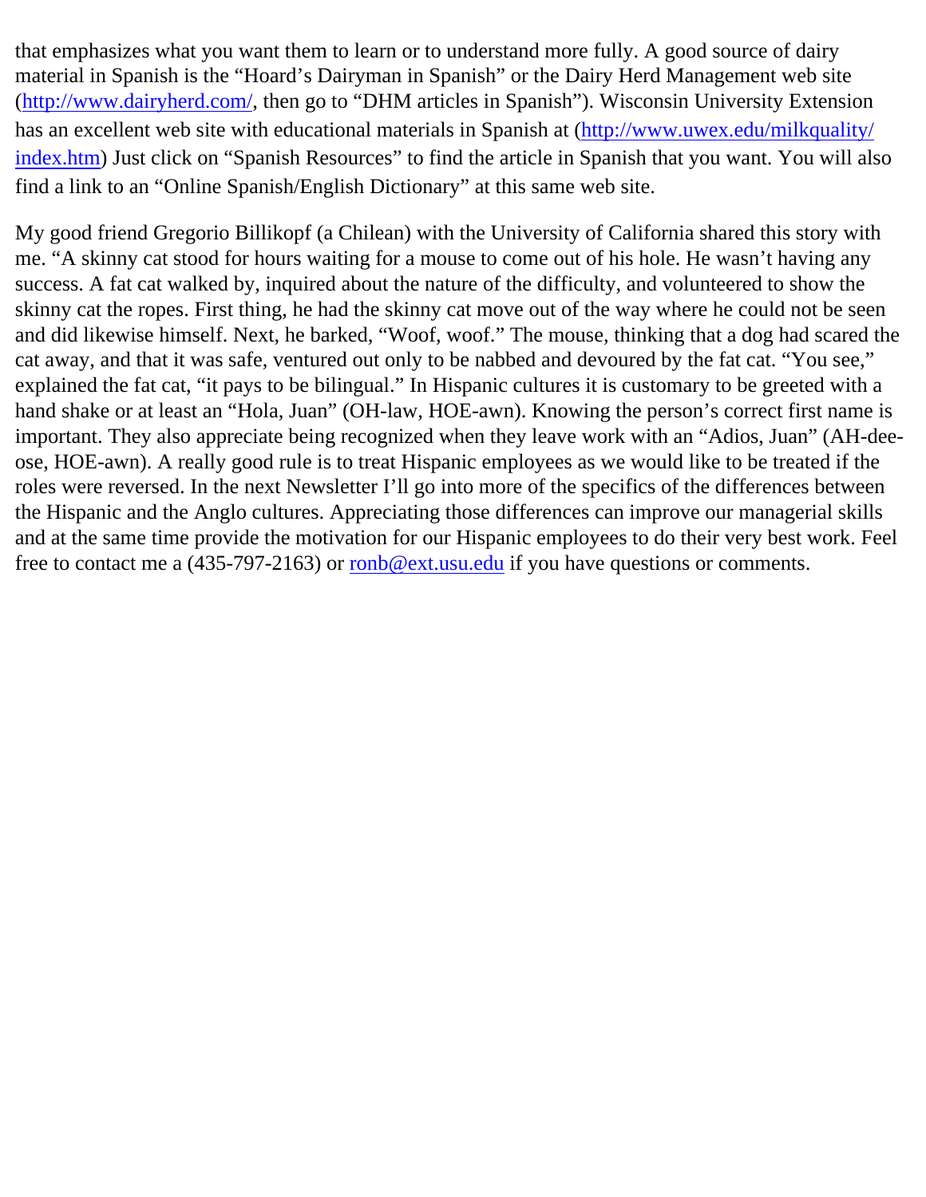that emphasizes what you want them to learn or to understand more fully. A good source of dairy material in Spanish is the "Hoard's Dairyman in Spanish" or the Dairy Herd Management web site (http://www.dairyherd.com/, then go to "DHM articles in Spanish"). Wisconsin University Extension has an excellent web site with educational materials in Spanish at (http://www.uwex.edu/milkquality/index.htm) Just click on "Spanish Resources" to find the article in Spanish that you want. You will also find a link to an "Online Spanish/English Dictionary" at this same web site.

My good friend Gregorio Billikopf (a Chilean) with the University of California shared this story with me. "A skinny cat stood for hours waiting for a mouse to come out of his hole. He wasn't having any success. A fat cat walked by, inquired about the nature of the difficulty, and volunteered to show the skinny cat the ropes. First thing, he had the skinny cat move out of the way where he could not be seen and did likewise himself. Next, he barked, "Woof, woof." The mouse, thinking that a dog had scared the cat away, and that it was safe, ventured out only to be nabbed and devoured by the fat cat. "You see," explained the fat cat, "it pays to be bilingual." In Hispanic cultures it is customary to be greeted with a hand shake or at least an "Hola, Juan" (OH-law, HOE-awn). Knowing the person's correct first name is important. They also appreciate being recognized when they leave work with an "Adios, Juan" (AH-dee-ose, HOE-awn). A really good rule is to treat Hispanic employees as we would like to be treated if the roles were reversed. In the next Newsletter I'll go into more of the specifics of the differences between the Hispanic and the Anglo cultures. Appreciating those differences can improve our managerial skills and at the same time provide the motivation for our Hispanic employees to do their very best work. Feel free to contact me a (435-797-2163) or ronb@ext.usu.edu if you have questions or comments.